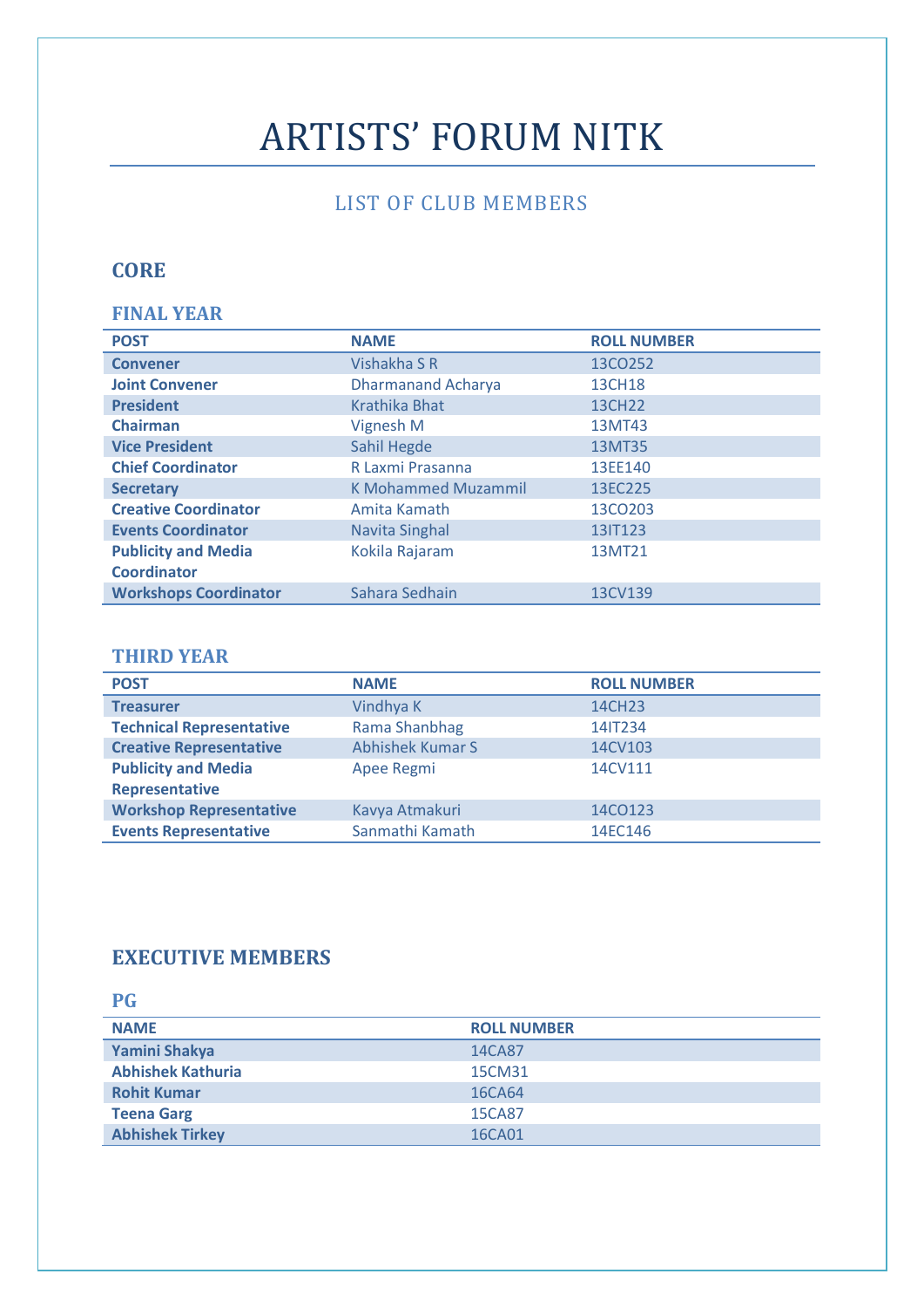# ARTISTS' FORUM NITK

## LIST OF CLUB MEMBERS

## CORE

### FINAL YEAR

| POST | NAME | ROLL NUMBER |
|---|---|---|
| **Convener** | Vishakha S R | 13CO252 |
| **Joint Convener** | Dharmanand Acharya | 13CH18 |
| **President** | Krathika Bhat | 13CH22 |
| **Chairman** | Vignesh M | 13MT43 |
| **Vice President** | Sahil Hegde | 13MT35 |
| **Chief Coordinator** | R Laxmi Prasanna | 13EE140 |
| **Secretary** | K Mohammed Muzammil | 13EC225 |
| **Creative Coordinator** | Amita Kamath | 13CO203 |
| **Events Coordinator** | Navita Singhal | 13IT123 |
| **Publicity and Media Coordinator** | Kokila Rajaram | 13MT21 |
| **Workshops Coordinator** | Sahara Sedhain | 13CV139 |

### THIRD YEAR

| POST | NAME | ROLL NUMBER |
|---|---|---|
| **Treasurer** | Vindhya K | 14CH23 |
| **Technical Representative** | Rama Shanbhag | 14IT234 |
| **Creative Representative** | Abhishek Kumar S | 14CV103 |
| **Publicity and Media Representative** | Apee Regmi | 14CV111 |
| **Workshop Representative** | Kavya Atmakuri | 14CO123 |
| **Events Representative** | Sanmathi Kamath | 14EC146 |

## EXECUTIVE MEMBERS

### PG

| NAME | ROLL NUMBER |
|---|---|
| **Yamini Shakya** | 14CA87 |
| **Abhishek Kathuria** | 15CM31 |
| **Rohit Kumar** | 16CA64 |
| **Teena Garg** | 15CA87 |
| **Abhishek Tirkey** | 16CA01 |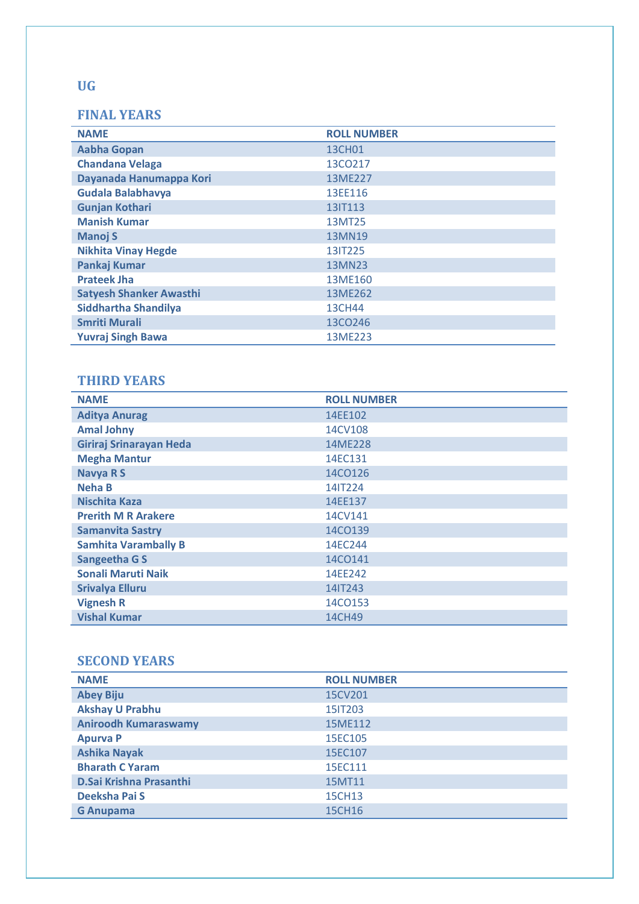## UG

### FINAL YEARS

| NAME | ROLL NUMBER |
|---|---|
| Aabha Gopan | 13CH01 |
| Chandana Velaga | 13CO217 |
| Dayanada Hanumappa Kori | 13ME227 |
| Gudala Balabhavya | 13EE116 |
| Gunjan Kothari | 13IT113 |
| Manish Kumar | 13MT25 |
| Manoj S | 13MN19 |
| Nikhita Vinay Hegde | 13IT225 |
| Pankaj Kumar | 13MN23 |
| Prateek Jha | 13ME160 |
| Satyesh Shanker Awasthi | 13ME262 |
| Siddhartha Shandilya | 13CH44 |
| Smriti Murali | 13CO246 |
| Yuvraj Singh Bawa | 13ME223 |

### THIRD YEARS

| NAME | ROLL NUMBER |
|---|---|
| Aditya Anurag | 14EE102 |
| Amal Johny | 14CV108 |
| Giriraj Srinarayan Heda | 14ME228 |
| Megha Mantur | 14EC131 |
| Navya R S | 14CO126 |
| Neha B | 14IT224 |
| Nischita Kaza | 14EE137 |
| Prerith M R Arakere | 14CV141 |
| Samanvita Sastry | 14CO139 |
| Samhita Varambally B | 14EC244 |
| Sangeetha G S | 14CO141 |
| Sonali Maruti Naik | 14EE242 |
| Srivalya Elluru | 14IT243 |
| Vignesh R | 14CO153 |
| Vishal Kumar | 14CH49 |

### SECOND YEARS

| NAME | ROLL NUMBER |
|---|---|
| Abey Biju | 15CV201 |
| Akshay U Prabhu | 15IT203 |
| Aniroodh Kumaraswamy | 15ME112 |
| Apurva P | 15EC105 |
| Ashika Nayak | 15EC107 |
| Bharath C Yaram | 15EC111 |
| D.Sai Krishna Prasanthi | 15MT11 |
| Deeksha Pai S | 15CH13 |
| G Anupama | 15CH16 |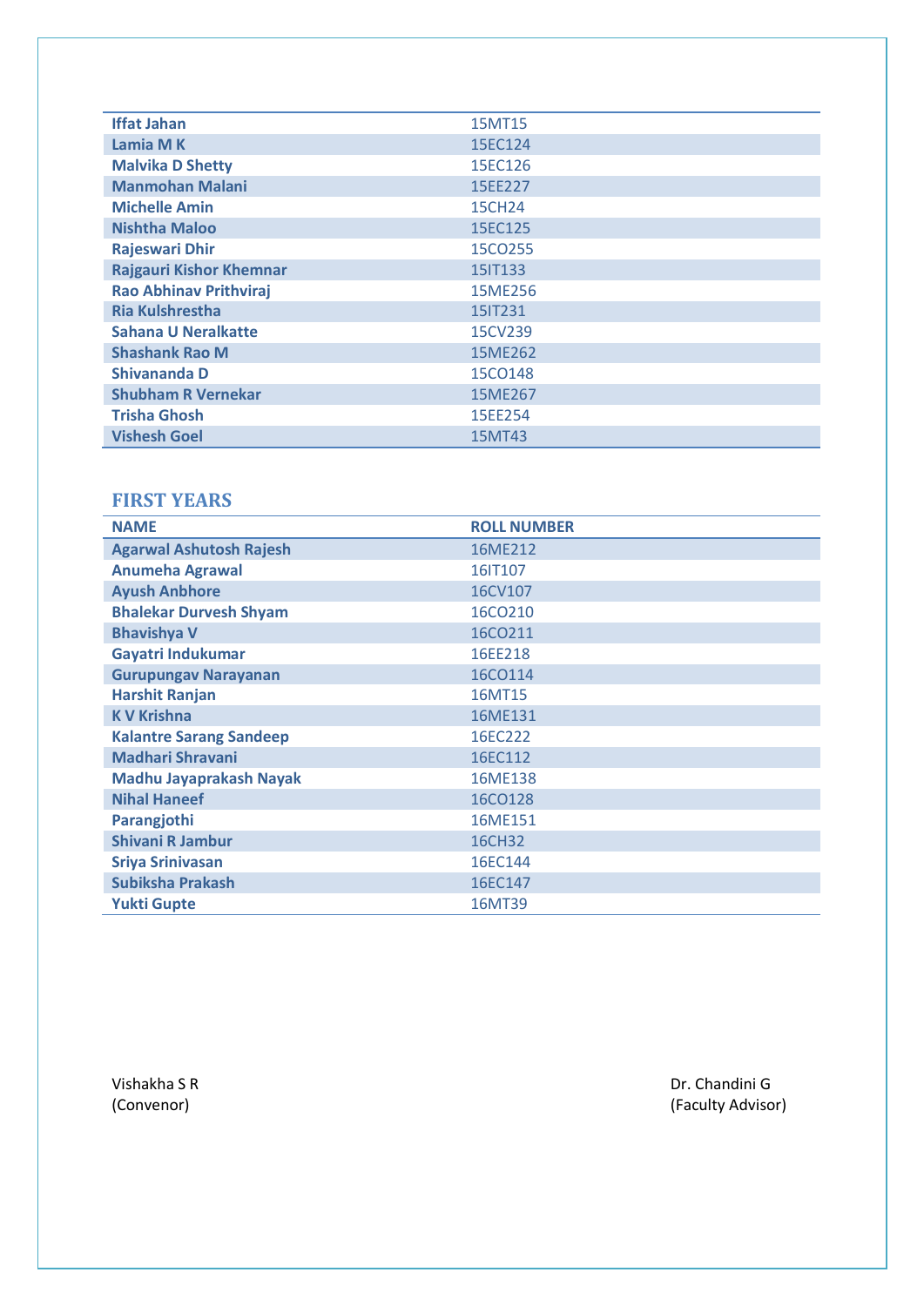| | |
|---|---|
| **Iffat Jahan** | 15MT15 |
| **Lamia M K** | 15EC124 |
| **Malvika D Shetty** | 15EC126 |
| **Manmohan Malani** | 15EE227 |
| **Michelle Amin** | 15CH24 |
| **Nishtha Maloo** | 15EC125 |
| **Rajeswari Dhir** | 15CO255 |
| **Rajgauri Kishor Khemnar** | 15IT133 |
| **Rao Abhinav Prithviraj** | 15ME256 |
| **Ria Kulshrestha** | 15IT231 |
| **Sahana U Neralkatte** | 15CV239 |
| **Shashank Rao M** | 15ME262 |
| **Shivananda D** | 15CO148 |
| **Shubham R Vernekar** | 15ME267 |
| **Trisha Ghosh** | 15EE254 |
| **Vishesh Goel** | 15MT43 |

## FIRST YEARS

| NAME | ROLL NUMBER |
|---|---|
| **Agarwal Ashutosh Rajesh** | 16ME212 |
| **Anumeha Agrawal** | 16IT107 |
| **Ayush Anbhore** | 16CV107 |
| **Bhalekar Durvesh Shyam** | 16CO210 |
| **Bhavishya V** | 16CO211 |
| **Gayatri Indukumar** | 16EE218 |
| **Gurupungav Narayanan** | 16CO114 |
| **Harshit Ranjan** | 16MT15 |
| **K V Krishna** | 16ME131 |
| **Kalantre Sarang Sandeep** | 16EC222 |
| **Madhari Shravani** | 16EC112 |
| **Madhu Jayaprakash Nayak** | 16ME138 |
| **Nihal Haneef** | 16CO128 |
| **Parangjothi** | 16ME151 |
| **Shivani R Jambur** | 16CH32 |
| **Sriya Srinivasan** | 16EC144 |
| **Subiksha Prakash** | 16EC147 |
| **Yukti Gupte** | 16MT39 |

Vishakha S R
(Convenor)

Dr. Chandini G
(Faculty Advisor)